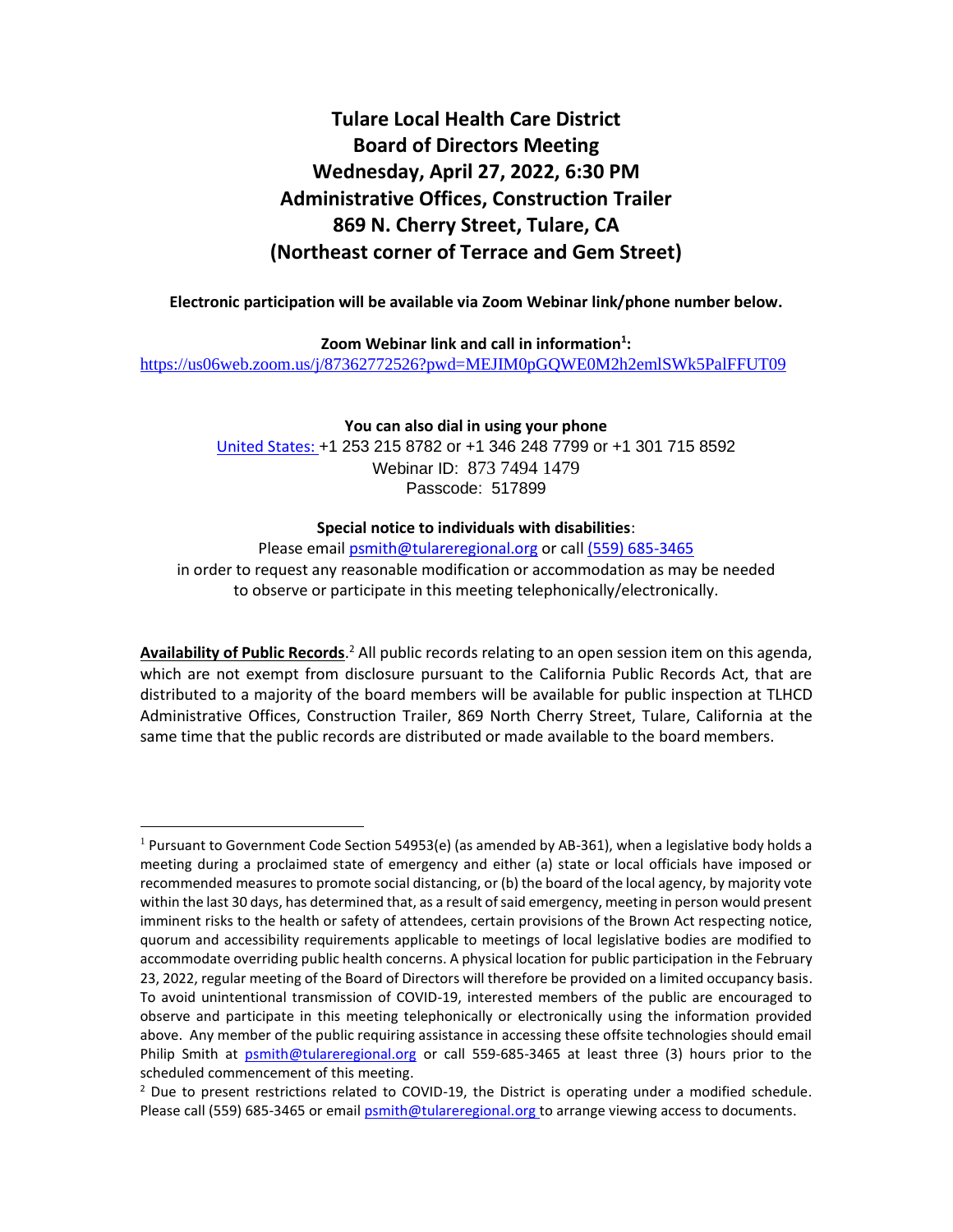# Tulare Local Health Care District
# Board of Directors Meeting
# Wednesday, April 27, 2022, 6:30 PM
# Administrative Offices, Construction Trailer
# 869 N. Cherry Street, Tulare, CA
# (Northeast corner of Terrace and Gem Street)

**Electronic participation will be available via Zoom Webinar link/phone number below.**

**Zoom Webinar link and call in information[1]:**
https://us06web.zoom.us/j/87362772526?pwd=MEJIM0pGQWE0M2h2emlSWk5PalFFUT09

**You can also dial in using your phone**
United States: +1 253 215 8782 or +1 346 248 7799 or +1 301 715 8592
Webinar ID: 873 7494 1479
Passcode: 517899

**Special notice to individuals with disabilities**:
Please email psmith@tulareregional.org or call (559) 685-3465
in order to request any reasonable modification or accommodation as may be needed
to observe or participate in this meeting telephonically/electronically.

**Availability of Public Records**.[2] All public records relating to an open session item on this agenda, which are not exempt from disclosure pursuant to the California Public Records Act, that are distributed to a majority of the board members will be available for public inspection at TLHCD Administrative Offices, Construction Trailer, 869 North Cherry Street, Tulare, California at the same time that the public records are distributed or made available to the board members.

---

[1] Pursuant to Government Code Section 54953(e) (as amended by AB-361), when a legislative body holds a meeting during a proclaimed state of emergency and either (a) state or local officials have imposed or recommended measures to promote social distancing, or (b) the board of the local agency, by majority vote within the last 30 days, has determined that, as a result of said emergency, meeting in person would present imminent risks to the health or safety of attendees, certain provisions of the Brown Act respecting notice, quorum and accessibility requirements applicable to meetings of local legislative bodies are modified to accommodate overriding public health concerns. A physical location for public participation in the February 23, 2022, regular meeting of the Board of Directors will therefore be provided on a limited occupancy basis. To avoid unintentional transmission of COVID-19, interested members of the public are encouraged to observe and participate in this meeting telephonically or electronically using the information provided above. Any member of the public requiring assistance in accessing these offsite technologies should email Philip Smith at psmith@tulareregional.org or call 559-685-3465 at least three (3) hours prior to the scheduled commencement of this meeting.

[2] Due to present restrictions related to COVID-19, the District is operating under a modified schedule. Please call (559) 685-3465 or email psmith@tulareregional.org to arrange viewing access to documents.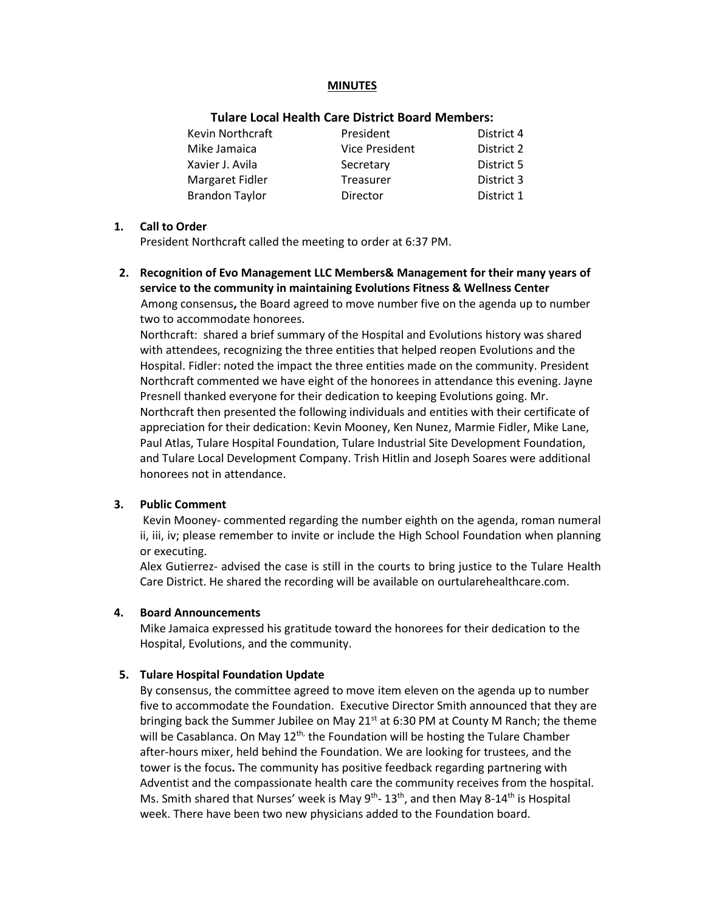**MINUTES**

## Tulare Local Health Care District Board Members:

| | | |
|---|---|---|
| Kevin Northcraft | President | District 4 |
| Mike Jamaica | Vice President | District 2 |
| Xavier J. Avila | Secretary | District 5 |
| Margaret Fidler | Treasurer | District 3 |
| Brandon Taylor | Director | District 1 |

1. **Call to Order**
   President Northcraft called the meeting to order at 6:37 PM.

2. **Recognition of Evo Management LLC Members& Management for their many years of service to the community in maintaining Evolutions Fitness & Wellness Center**
   Among consensus**,** the Board agreed to move number five on the agenda up to number two to accommodate honorees.
   Northcraft: shared a brief summary of the Hospital and Evolutions history was shared with attendees, recognizing the three entities that helped reopen Evolutions and the Hospital. Fidler: noted the impact the three entities made on the community. President Northcraft commented we have eight of the honorees in attendance this evening. Jayne Presnell thanked everyone for their dedication to keeping Evolutions going. Mr. Northcraft then presented the following individuals and entities with their certificate of appreciation for their dedication: Kevin Mooney, Ken Nunez, Marmie Fidler, Mike Lane, Paul Atlas, Tulare Hospital Foundation, Tulare Industrial Site Development Foundation, and Tulare Local Development Company. Trish Hitlin and Joseph Soares were additional honorees not in attendance.

3. **Public Comment**
   Kevin Mooney- commented regarding the number eighth on the agenda, roman numeral ii, iii, iv; please remember to invite or include the High School Foundation when planning or executing.
   Alex Gutierrez- advised the case is still in the courts to bring justice to the Tulare Health Care District. He shared the recording will be available on ourtularehealthcare.com.

4. **Board Announcements**
   Mike Jamaica expressed his gratitude toward the honorees for their dedication to the Hospital, Evolutions, and the community.

5. **Tulare Hospital Foundation Update**
   By consensus, the committee agreed to move item eleven on the agenda up to number five to accommodate the Foundation. Executive Director Smith announced that they are bringing back the Summer Jubilee on May 21st at 6:30 PM at County M Ranch; the theme will be Casablanca. On May 12th, the Foundation will be hosting the Tulare Chamber after-hours mixer, held behind the Foundation. We are looking for trustees, and the tower is the focus**.** The community has positive feedback regarding partnering with Adventist and the compassionate health care the community receives from the hospital. Ms. Smith shared that Nurses' week is May 9th- 13th, and then May 8-14th is Hospital week. There have been two new physicians added to the Foundation board.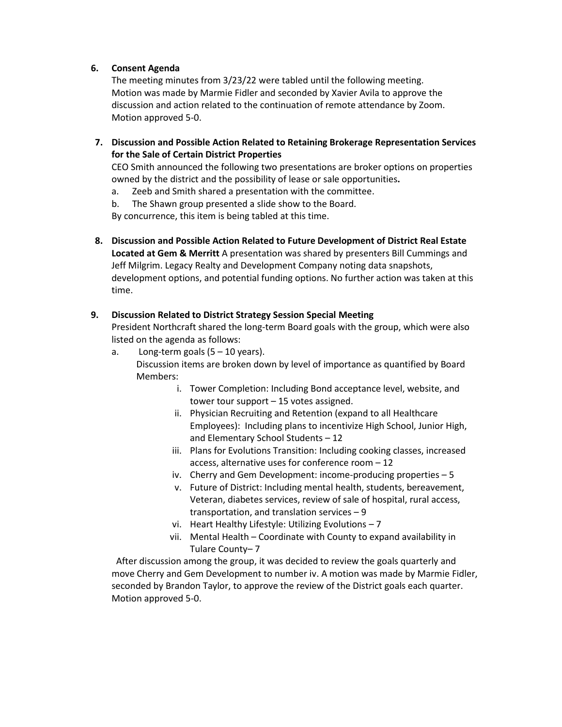**6. Consent Agenda**

The meeting minutes from 3/23/22 were tabled until the following meeting. Motion was made by Marmie Fidler and seconded by Xavier Avila to approve the discussion and action related to the continuation of remote attendance by Zoom. Motion approved 5-0.

**7. Discussion and Possible Action Related to Retaining Brokerage Representation Services for the Sale of Certain District Properties**

CEO Smith announced the following two presentations are broker options on properties owned by the district and the possibility of lease or sale opportunities**.**

a. Zeeb and Smith shared a presentation with the committee.

b. The Shawn group presented a slide show to the Board.

By concurrence, this item is being tabled at this time.

**8. Discussion and Possible Action Related to Future Development of District Real Estate Located at Gem & Merritt** A presentation was shared by presenters Bill Cummings and Jeff Milgrim. Legacy Realty and Development Company noting data snapshots, development options, and potential funding options. No further action was taken at this time.

**9. Discussion Related to District Strategy Session Special Meeting**

President Northcraft shared the long-term Board goals with the group, which were also listed on the agenda as follows:

a. Long-term goals (5 – 10 years).

Discussion items are broken down by level of importance as quantified by Board Members:

i. Tower Completion: Including Bond acceptance level, website, and tower tour support – 15 votes assigned.

ii. Physician Recruiting and Retention (expand to all Healthcare Employees): Including plans to incentivize High School, Junior High, and Elementary School Students – 12

iii. Plans for Evolutions Transition: Including cooking classes, increased access, alternative uses for conference room – 12

iv. Cherry and Gem Development: income-producing properties – 5

v. Future of District: Including mental health, students, bereavement, Veteran, diabetes services, review of sale of hospital, rural access, transportation, and translation services – 9

vi. Heart Healthy Lifestyle: Utilizing Evolutions – 7

vii. Mental Health – Coordinate with County to expand availability in Tulare County– 7

After discussion among the group, it was decided to review the goals quarterly and move Cherry and Gem Development to number iv. A motion was made by Marmie Fidler, seconded by Brandon Taylor, to approve the review of the District goals each quarter. Motion approved 5-0.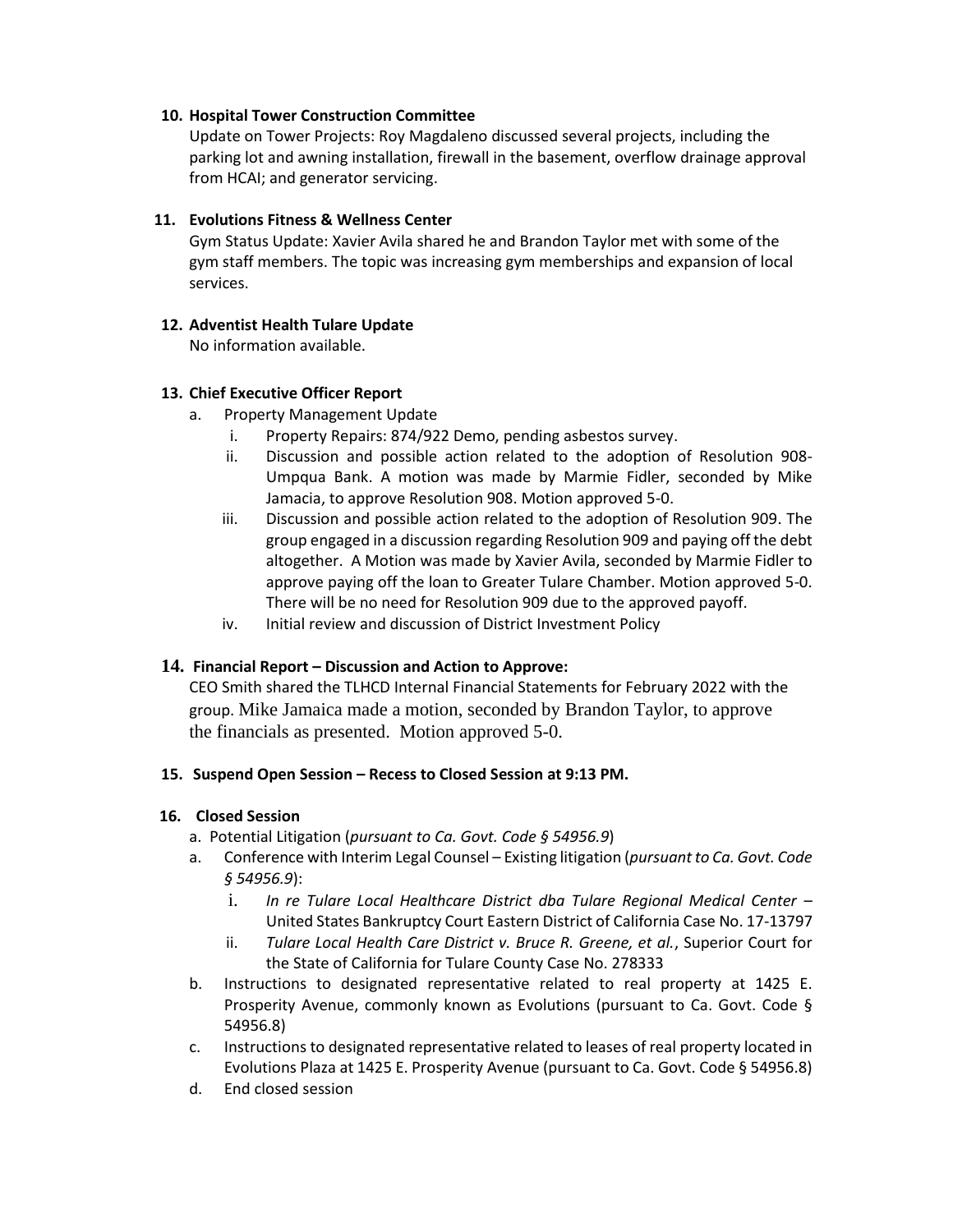**10. Hospital Tower Construction Committee**

Update on Tower Projects: Roy Magdaleno discussed several projects, including the parking lot and awning installation, firewall in the basement, overflow drainage approval from HCAI; and generator servicing.

**11. Evolutions Fitness & Wellness Center**

Gym Status Update: Xavier Avila shared he and Brandon Taylor met with some of the gym staff members. The topic was increasing gym memberships and expansion of local services.

**12. Adventist Health Tulare Update**

No information available.

**13. Chief Executive Officer Report**

a. Property Management Update
   i. Property Repairs: 874/922 Demo, pending asbestos survey.
   ii. Discussion and possible action related to the adoption of Resolution 908-Umpqua Bank. A motion was made by Marmie Fidler, seconded by Mike Jamacia, to approve Resolution 908. Motion approved 5-0.
   iii. Discussion and possible action related to the adoption of Resolution 909. The group engaged in a discussion regarding Resolution 909 and paying off the debt altogether. A Motion was made by Xavier Avila, seconded by Marmie Fidler to approve paying off the loan to Greater Tulare Chamber. Motion approved 5-0. There will be no need for Resolution 909 due to the approved payoff.
   iv. Initial review and discussion of District Investment Policy

**14. Financial Report – Discussion and Action to Approve:**

CEO Smith shared the TLHCD Internal Financial Statements for February 2022 with the group. Mike Jamaica made a motion, seconded by Brandon Taylor, to approve the financials as presented. Motion approved 5-0.

**15. Suspend Open Session – Recess to Closed Session at 9:13 PM.**

**16. Closed Session**

a. Potential Litigation (*pursuant to Ca. Govt. Code § 54956.9*)

a. Conference with Interim Legal Counsel – Existing litigation (*pursuant to Ca. Govt. Code § 54956.9*):
   i. *In re Tulare Local Healthcare District dba Tulare Regional Medical Center* – United States Bankruptcy Court Eastern District of California Case No. 17-13797
   ii. *Tulare Local Health Care District v. Bruce R. Greene, et al.*, Superior Court for the State of California for Tulare County Case No. 278333

b. Instructions to designated representative related to real property at 1425 E. Prosperity Avenue, commonly known as Evolutions (pursuant to Ca. Govt. Code § 54956.8)

c. Instructions to designated representative related to leases of real property located in Evolutions Plaza at 1425 E. Prosperity Avenue (pursuant to Ca. Govt. Code § 54956.8)

d. End closed session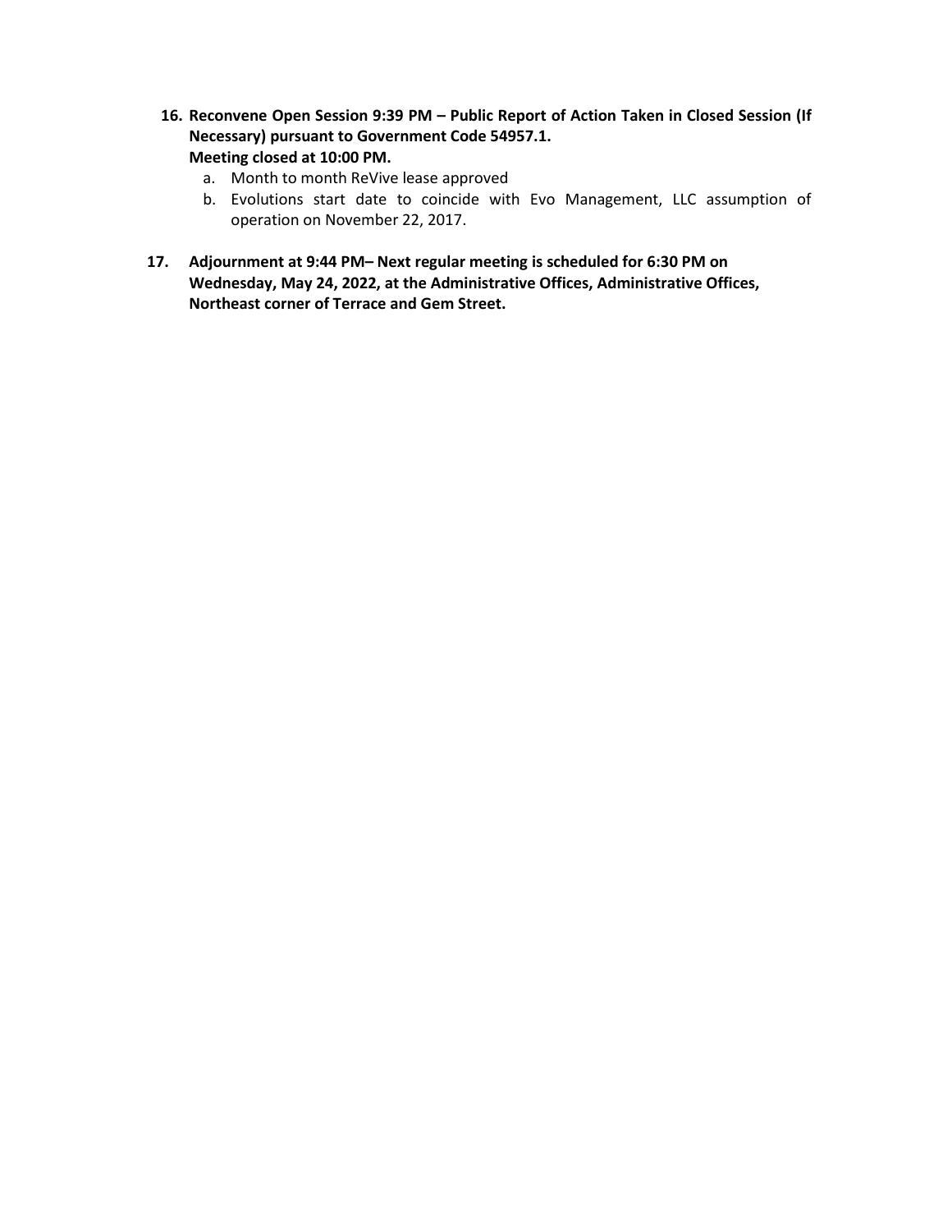16. **Reconvene Open Session 9:39 PM – Public Report of Action Taken in Closed Session (If Necessary) pursuant to Government Code 54957.1.**
    **Meeting closed at 10:00 PM.**
    a. Month to month ReVive lease approved
    b. Evolutions start date to coincide with Evo Management, LLC assumption of operation on November 22, 2017.

17. **Adjournment at 9:44 PM– Next regular meeting is scheduled for 6:30 PM on Wednesday, May 24, 2022, at the Administrative Offices, Administrative Offices, Northeast corner of Terrace and Gem Street.**